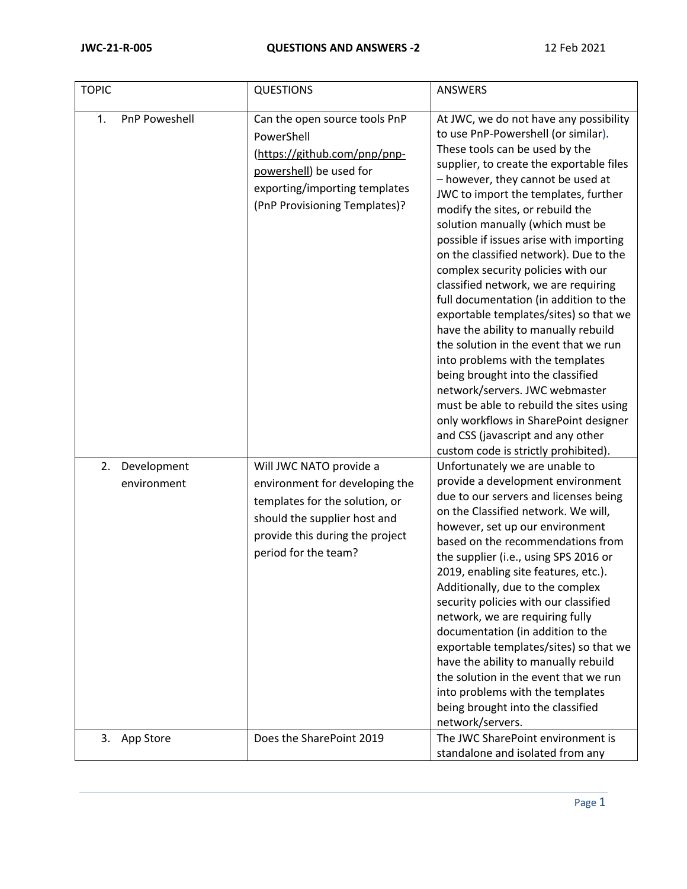**JWC-21-R-005** **QUESTIONS AND ANSWERS -2** 12 Feb 2021

| TOPIC | QUESTIONS | ANSWERS |
|---|---|---|
| 1. PnP Poweshell | Can the open source tools PnP PowerShell (https://github.com/pnp/pnp-powershell) be used for exporting/importing templates (PnP Provisioning Templates)? | At JWC, we do not have any possibility to use PnP-Powershell (or similar). These tools can be used by the supplier, to create the exportable files – however, they cannot be used at JWC to import the templates, further modify the sites, or rebuild the solution manually (which must be possible if issues arise with importing on the classified network). Due to the complex security policies with our classified network, we are requiring full documentation (in addition to the exportable templates/sites) so that we have the ability to manually rebuild the solution in the event that we run into problems with the templates being brought into the classified network/servers. JWC webmaster must be able to rebuild the sites using only workflows in SharePoint designer and CSS (javascript and any other custom code is strictly prohibited). |
| 2. Development environment | Will JWC NATO provide a environment for developing the templates for the solution, or should the supplier host and provide this during the project period for the team? | Unfortunately we are unable to provide a development environment due to our servers and licenses being on the Classified network. We will, however, set up our environment based on the recommendations from the supplier (i.e., using SPS 2016 or 2019, enabling site features, etc.). Additionally, due to the complex security policies with our classified network, we are requiring fully documentation (in addition to the exportable templates/sites) so that we have the ability to manually rebuild the solution in the event that we run into problems with the templates being brought into the classified network/servers. |
| 3. App Store | Does the SharePoint 2019 | The JWC SharePoint environment is standalone and isolated from any |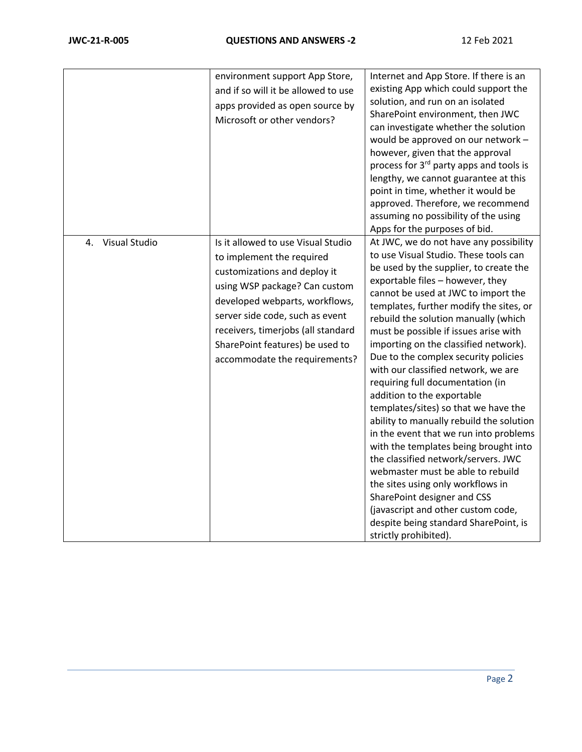| | | |
|---|---|---|
| | environment support App Store, and if so will it be allowed to use apps provided as open source by Microsoft or other vendors? | Internet and App Store. If there is an existing App which could support the solution, and run on an isolated SharePoint environment, then JWC can investigate whether the solution would be approved on our network – however, given that the approval process for 3rd party apps and tools is lengthy, we cannot guarantee at this point in time, whether it would be approved. Therefore, we recommend assuming no possibility of the using Apps for the purposes of bid. |
| 4. Visual Studio | Is it allowed to use Visual Studio to implement the required customizations and deploy it using WSP package? Can custom developed webparts, workflows, server side code, such as event receivers, timerjobs (all standard SharePoint features) be used to accommodate the requirements? | At JWC, we do not have any possibility to use Visual Studio. These tools can be used by the supplier, to create the exportable files – however, they cannot be used at JWC to import the templates, further modify the sites, or rebuild the solution manually (which must be possible if issues arise with importing on the classified network). Due to the complex security policies with our classified network, we are requiring full documentation (in addition to the exportable templates/sites) so that we have the ability to manually rebuild the solution in the event that we run into problems with the templates being brought into the classified network/servers. JWC webmaster must be able to rebuild the sites using only workflows in SharePoint designer and CSS (javascript and other custom code, despite being standard SharePoint, is strictly prohibited). |